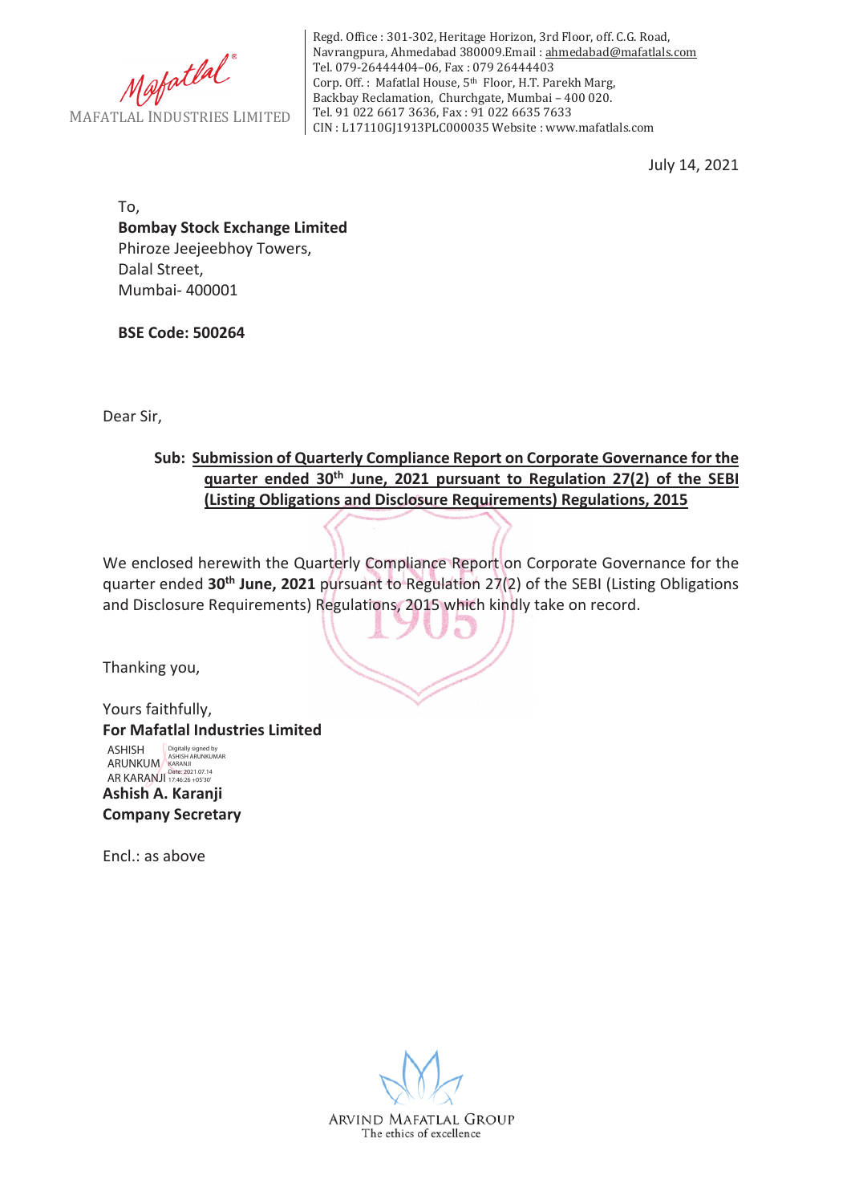Mafatlal®
MAFATLAL INDUSTRIES LIMITED

Regd. Office : 301-302, Heritage Horizon, 3rd Floor, off. C.G. Road, Navrangpura, Ahmedabad 380009.Email : ahmedabad@mafatlals.com
Tel. 079-26444404–06, Fax : 079 26444403
Corp. Off. : Mafatlal House, 5th Floor, H.T. Parekh Marg, Backbay Reclamation, Churchgate, Mumbai – 400 020.
Tel. 91 022 6617 3636, Fax : 91 022 6635 7633
CIN : L17110GJ1913PLC000035 Website : www.mafatlals.com

July 14, 2021

To,
**Bombay Stock Exchange Limited**
Phiroze Jeejeebhoy Towers,
Dalal Street,
Mumbai- 400001

**BSE Code: 500264**

Dear Sir,

**Sub: Submission of Quarterly Compliance Report on Corporate Governance for the quarter ended 30th June, 2021 pursuant to Regulation 27(2) of the SEBI (Listing Obligations and Disclosure Requirements) Regulations, 2015**

We enclosed herewith the Quarterly Compliance Report on Corporate Governance for the quarter ended **30th June, 2021** pursuant to Regulation 27(2) of the SEBI (Listing Obligations and Disclosure Requirements) Regulations, 2015 which kindly take on record.

Thanking you,

Yours faithfully,
**For Mafatlal Industries Limited**

ASHISH ARUNKUMAR KARANJI
Digitally signed by ASHISH ARUNKUMAR KARANJI
Date: 2021.07.14 17:46:26 +05'30'

**Ashish A. Karanji**
**Company Secretary**

Encl.: as above

ARVIND MAFATLAL GROUP
The ethics of excellence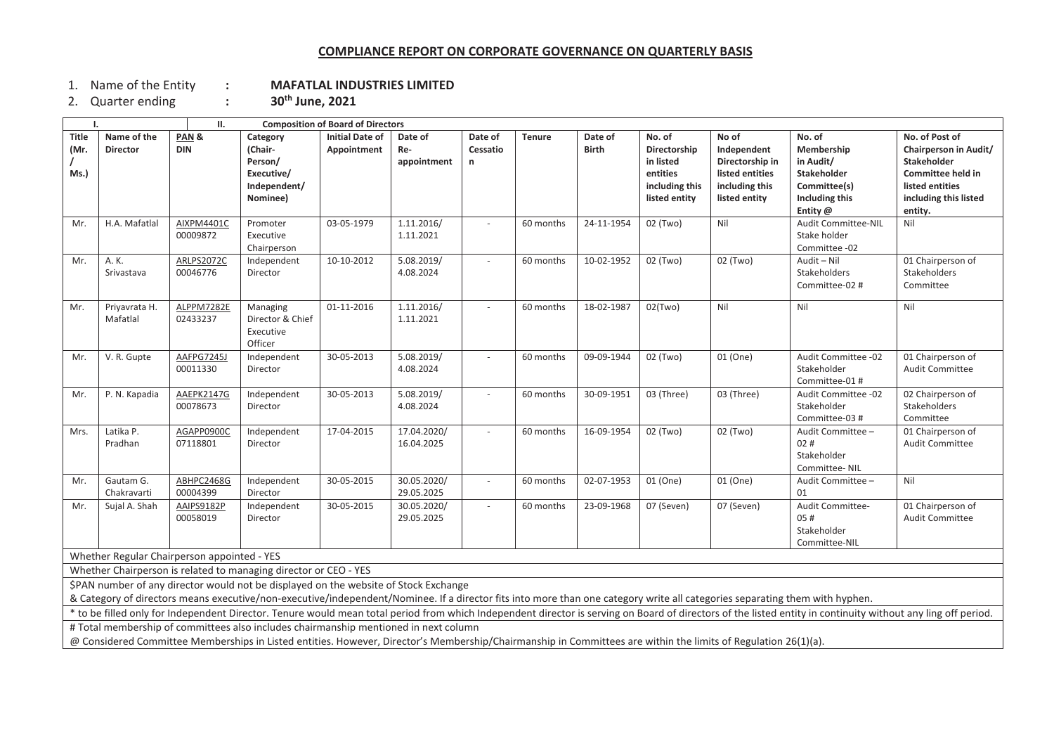## COMPLIANCE REPORT ON CORPORATE GOVERNANCE ON QUARTERLY BASIS

1. Name of the Entity : **MAFATLAL INDUSTRIES LIMITED**
2. Quarter ending : **30th June, 2021**

| I. | | II. | Composition of Board of Directors | | | | | | | | | |
|---|---|---|---|---|---|---|---|---|---|---|---|---|
| **Title (Mr. / Ms.)** | **Name of the Director** | **PAN & DIN** | **Category (Chair-Person/ Executive/ Independent/ Nominee)** | **Initial Date of Appointment** | **Date of Re-appointment** | **Date of Cessation** | **Tenure** | **Date of Birth** | **No. of Directorship in listed entities including this listed entity** | **No of Independent Directorship in listed entities including this listed entity** | **No. of Membership in Audit/ Stakeholder Committee(s) Including this Entity @** | **No. of Post of Chairperson in Audit/ Stakeholder Committee held in listed entities including this listed entity.** |
| Mr. | H.A. Mafatlal | AIXPM4401C 00009872 | Promoter Executive Chairperson | 03-05-1979 | 1.11.2016/ 1.11.2021 | - | 60 months | 24-11-1954 | 02 (Two) | Nil | Audit Committee-NIL Stake holder Committee -02 | Nil |
| Mr. | A. K. Srivastava | ARLPS2072C 00046776 | Independent Director | 10-10-2012 | 5.08.2019/ 4.08.2024 | - | 60 months | 10-02-1952 | 02 (Two) | 02 (Two) | Audit – Nil Stakeholders Committee-02 # | 01 Chairperson of Stakeholders Committee |
| Mr. | Priyavrata H. Mafatlal | ALPPM7282E 02433237 | Managing Director & Chief Executive Officer | 01-11-2016 | 1.11.2016/ 1.11.2021 | - | 60 months | 18-02-1987 | 02(Two) | Nil | Nil | Nil |
| Mr. | V. R. Gupte | AAFPG7245J 00011330 | Independent Director | 30-05-2013 | 5.08.2019/ 4.08.2024 | - | 60 months | 09-09-1944 | 02 (Two) | 01 (One) | Audit Committee -02 Stakeholder Committee-01 # | 01 Chairperson of Audit Committee |
| Mr. | P. N. Kapadia | AAEPK2147G 00078673 | Independent Director | 30-05-2013 | 5.08.2019/ 4.08.2024 | - | 60 months | 30-09-1951 | 03 (Three) | 03 (Three) | Audit Committee -02 Stakeholder Committee-03 # | 02 Chairperson of Stakeholders Committee |
| Mrs. | Latika P. Pradhan | AGAPP0900C 07118801 | Independent Director | 17-04-2015 | 17.04.2020/ 16.04.2025 | - | 60 months | 16-09-1954 | 02 (Two) | 02 (Two) | Audit Committee – 02 # Stakeholder Committee- NIL | 01 Chairperson of Audit Committee |
| Mr. | Gautam G. Chakravarti | ABHPC2468G 00004399 | Independent Director | 30-05-2015 | 30.05.2020/ 29.05.2025 | - | 60 months | 02-07-1953 | 01 (One) | 01 (One) | Audit Committee – 01 | Nil |
| Mr. | Sujal A. Shah | AAIPS9182P 00058019 | Independent Director | 30-05-2015 | 30.05.2020/ 29.05.2025 | - | 60 months | 23-09-1968 | 07 (Seven) | 07 (Seven) | Audit Committee- 05 # Stakeholder Committee-NIL | 01 Chairperson of Audit Committee |

Whether Regular Chairperson appointed - YES

Whether Chairperson is related to managing director or CEO - YES

$PAN number of any director would not be displayed on the website of Stock Exchange

& Category of directors means executive/non-executive/independent/Nominee. If a director fits into more than one category write all categories separating them with hyphen.

* to be filled only for Independent Director. Tenure would mean total period from which Independent director is serving on Board of directors of the listed entity in continuity without any ling off period.

# Total membership of committees also includes chairmanship mentioned in next column

@ Considered Committee Memberships in Listed entities. However, Director's Membership/Chairmanship in Committees are within the limits of Regulation 26(1)(a).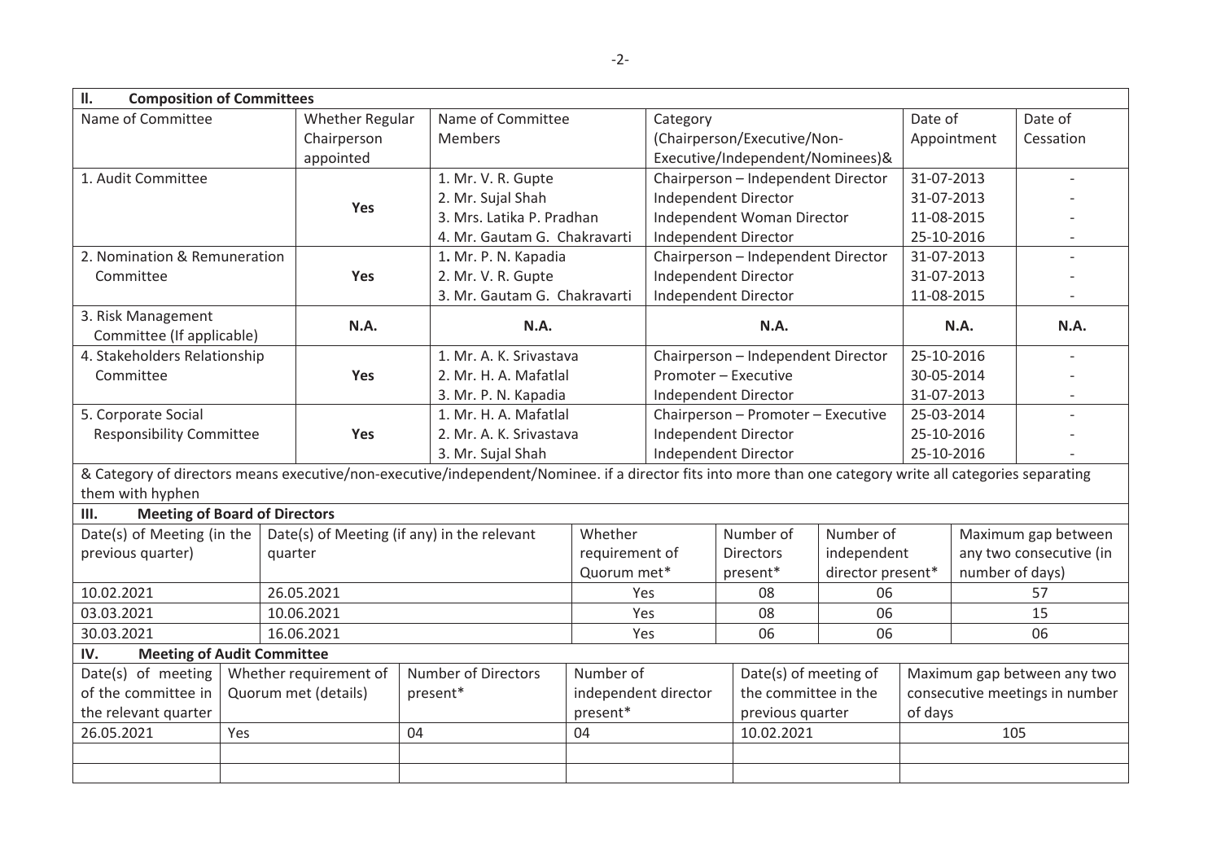## II. Composition of Committees

| Name of Committee | Whether Regular Chairperson appointed | Name of Committee Members | Category (Chairperson/Executive/Non-Executive/Independent/Nominees)& | Date of Appointment | Date of Cessation |
|---|---|---|---|---|---|
| 1. Audit Committee | Yes | 1. Mr. V. R. Gupte | Chairperson – Independent Director | 31-07-2013 | - |
| | | 2. Mr. Sujal Shah | Independent Director | 31-07-2013 | - |
| | | 3. Mrs. Latika P. Pradhan | Independent Woman Director | 11-08-2015 | - |
| | | 4. Mr. Gautam G. Chakravarti | Independent Director | 25-10-2016 | - |
| 2. Nomination & Remuneration Committee | Yes | 1. Mr. P. N. Kapadia | Chairperson – Independent Director | 31-07-2013 | - |
| | | 2. Mr. V. R. Gupte | Independent Director | 31-07-2013 | - |
| | | 3. Mr. Gautam G. Chakravarti | Independent Director | 11-08-2015 | - |
| 3. Risk Management Committee (If applicable) | **N.A.** | **N.A.** | **N.A.** | **N.A.** | **N.A.** |
| 4. Stakeholders Relationship Committee | Yes | 1. Mr. A. K. Srivastava | Chairperson – Independent Director | 25-10-2016 | - |
| | | 2. Mr. H. A. Mafatlal | Promoter – Executive | 30-05-2014 | - |
| | | 3. Mr. P. N. Kapadia | Independent Director | 31-07-2013 | - |
| 5. Corporate Social Responsibility Committee | Yes | 1. Mr. H. A. Mafatlal | Chairperson – Promoter – Executive | 25-03-2014 | - |
| | | 2. Mr. A. K. Srivastava | Independent Director | 25-10-2016 | - |
| | | 3. Mr. Sujal Shah | Independent Director | 25-10-2016 | - |

& Category of directors means executive/non-executive/independent/Nominee. if a director fits into more than one category write all categories separating them with hyphen

## III. Meeting of Board of Directors

| Date(s) of Meeting (in the previous quarter) | Date(s) of Meeting (if any) in the relevant quarter | Whether requirement of Quorum met* | Number of Directors present* | Number of independent director present* | Maximum gap between any two consecutive (in number of days) |
|---|---|---|---|---|---|
| 10.02.2021 | 26.05.2021 | Yes | 08 | 06 | 57 |
| 03.03.2021 | 10.06.2021 | Yes | 08 | 06 | 15 |
| 30.03.2021 | 16.06.2021 | Yes | 06 | 06 | 06 |

## IV. Meeting of Audit Committee

| Date(s) of meeting of the committee in the relevant quarter | Whether requirement of Quorum met (details) | Number of Directors present* | Number of independent director present* | Date(s) of meeting of the committee in the previous quarter | Maximum gap between any two consecutive meetings in number of days |
|---|---|---|---|---|---|
| 26.05.2021 | Yes | 04 | 04 | 10.02.2021 | 105 |
| | | | | | |
| | | | | | |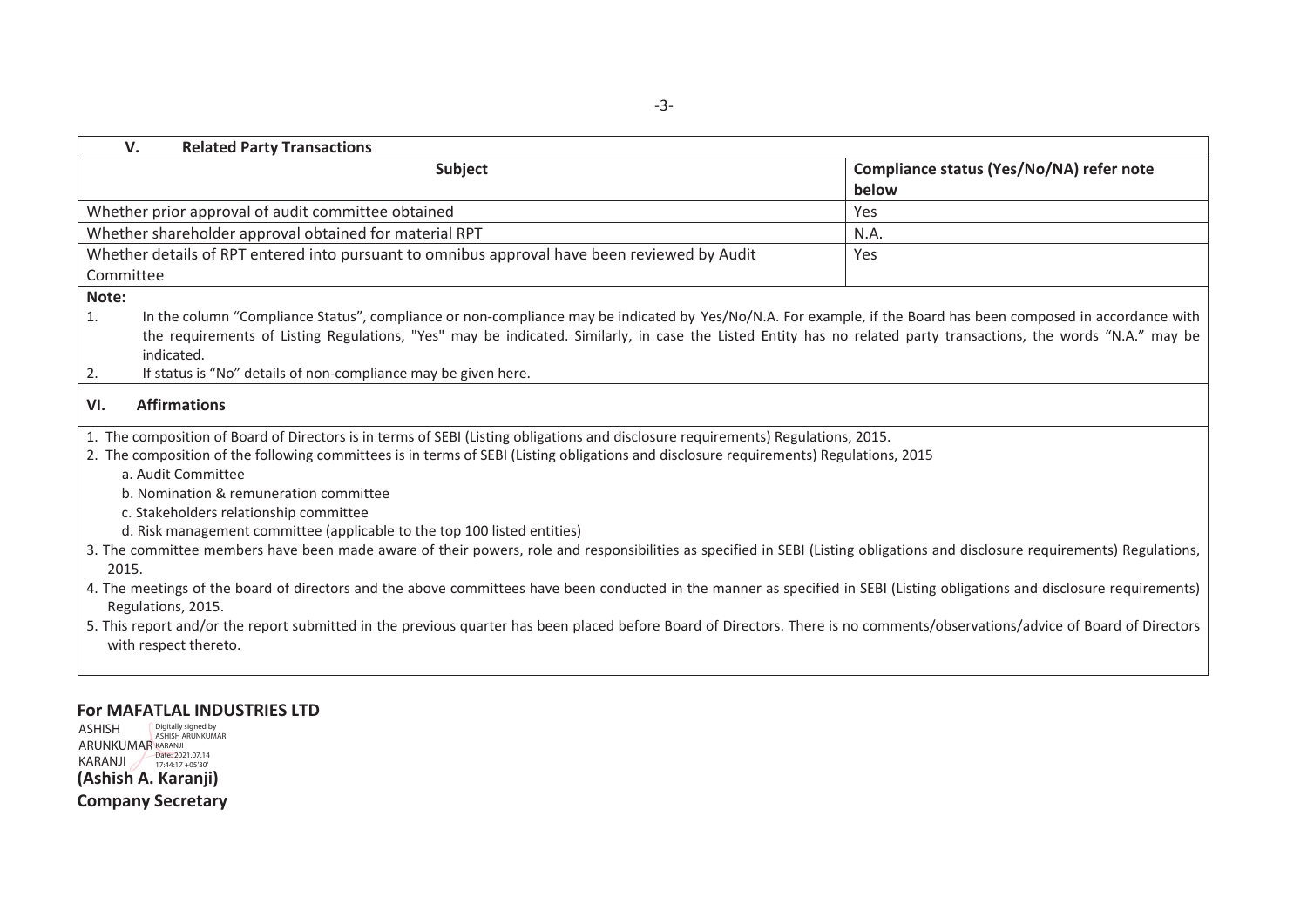## V. Related Party Transactions

| Subject | Compliance status (Yes/No/NA) refer note below |
|---|---|
| Whether prior approval of audit committee obtained | Yes |
| Whether shareholder approval obtained for material RPT | N.A. |
| Whether details of RPT entered into pursuant to omnibus approval have been reviewed by Audit Committee | Yes |

**Note:**

1. In the column "Compliance Status", compliance or non-compliance may be indicated by Yes/No/N.A. For example, if the Board has been composed in accordance with the requirements of Listing Regulations, "Yes" may be indicated. Similarly, in case the Listed Entity has no related party transactions, the words "N.A." may be indicated.
2. If status is "No" details of non-compliance may be given here.

## VI. Affirmations

1. The composition of Board of Directors is in terms of SEBI (Listing obligations and disclosure requirements) Regulations, 2015.
2. The composition of the following committees is in terms of SEBI (Listing obligations and disclosure requirements) Regulations, 2015
   a. Audit Committee
   b. Nomination & remuneration committee
   c. Stakeholders relationship committee
   d. Risk management committee (applicable to the top 100 listed entities)
3. The committee members have been made aware of their powers, role and responsibilities as specified in SEBI (Listing obligations and disclosure requirements) Regulations, 2015.
4. The meetings of the board of directors and the above committees have been conducted in the manner as specified in SEBI (Listing obligations and disclosure requirements) Regulations, 2015.
5. This report and/or the report submitted in the previous quarter has been placed before Board of Directors. There is no comments/observations/advice of Board of Directors with respect thereto.

**For MAFATLAL INDUSTRIES LTD**

ASHISH ARUNKUMAR KARANJI

Digitally signed by ASHISH ARUNKUMAR KARANJI
Date: 2021.07.14 17:44:17 +05'30'

**(Ashish A. Karanji)**

**Company Secretary**